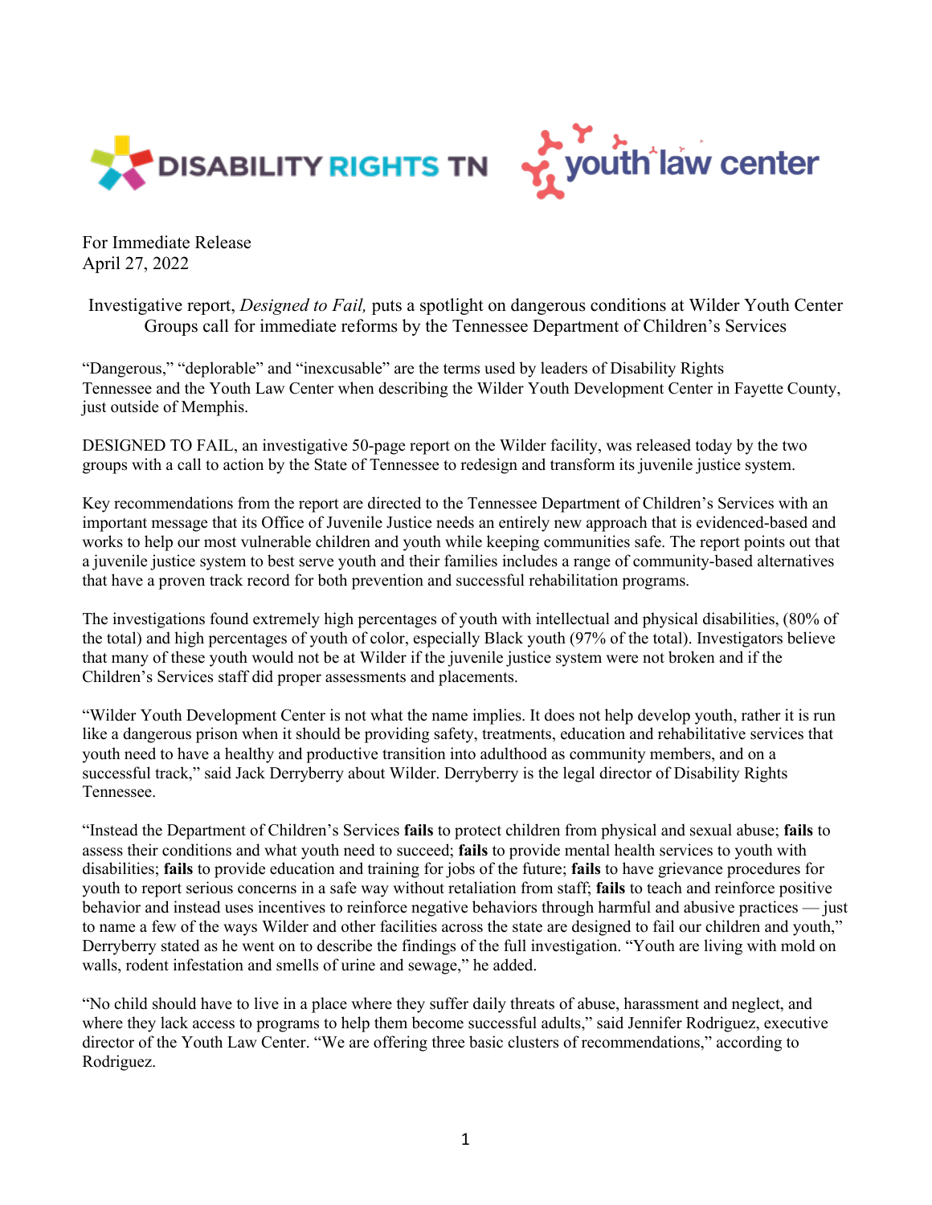DISABILITY RIGHTS TN youth law center

For Immediate Release
April 27, 2022

**Investigative report, *Designed to Fail,* puts a spotlight on dangerous conditions at Wilder Youth Center**
**Groups call for immediate reforms by the Tennessee Department of Children's Services**

"Dangerous," "deplorable" and "inexcusable" are the terms used by leaders of Disability Rights Tennessee and the Youth Law Center when describing the Wilder Youth Development Center in Fayette County, just outside of Memphis.

DESIGNED TO FAIL, an investigative 50-page report on the Wilder facility, was released today by the two groups with a call to action by the State of Tennessee to redesign and transform its juvenile justice system.

Key recommendations from the report are directed to the Tennessee Department of Children's Services with an important message that its Office of Juvenile Justice needs an entirely new approach that is evidenced-based and works to help our most vulnerable children and youth while keeping communities safe. The report points out that a juvenile justice system to best serve youth and their families includes a range of community-based alternatives that have a proven track record for both prevention and successful rehabilitation programs.

The investigations found extremely high percentages of youth with intellectual and physical disabilities, (80% of the total) and high percentages of youth of color, especially Black youth (97% of the total). Investigators believe that many of these youth would not be at Wilder if the juvenile justice system were not broken and if the Children's Services staff did proper assessments and placements.

"Wilder Youth Development Center is not what the name implies. It does not help develop youth, rather it is run like a dangerous prison when it should be providing safety, treatments, education and rehabilitative services that youth need to have a healthy and productive transition into adulthood as community members, and on a successful track," said Jack Derryberry about Wilder. Derryberry is the legal director of Disability Rights Tennessee.

"Instead the Department of Children's Services **fails** to protect children from physical and sexual abuse; **fails** to assess their conditions and what youth need to succeed; **fails** to provide mental health services to youth with disabilities; **fails** to provide education and training for jobs of the future; **fails** to have grievance procedures for youth to report serious concerns in a safe way without retaliation from staff; **fails** to teach and reinforce positive behavior and instead uses incentives to reinforce negative behaviors through harmful and abusive practices — just to name a few of the ways Wilder and other facilities across the state are designed to fail our children and youth," Derryberry stated as he went on to describe the findings of the full investigation. "Youth are living with mold on walls, rodent infestation and smells of urine and sewage," he added.

"No child should have to live in a place where they suffer daily threats of abuse, harassment and neglect, and where they lack access to programs to help them become successful adults," said Jennifer Rodriguez, executive director of the Youth Law Center. "We are offering three basic clusters of recommendations," according to Rodriguez.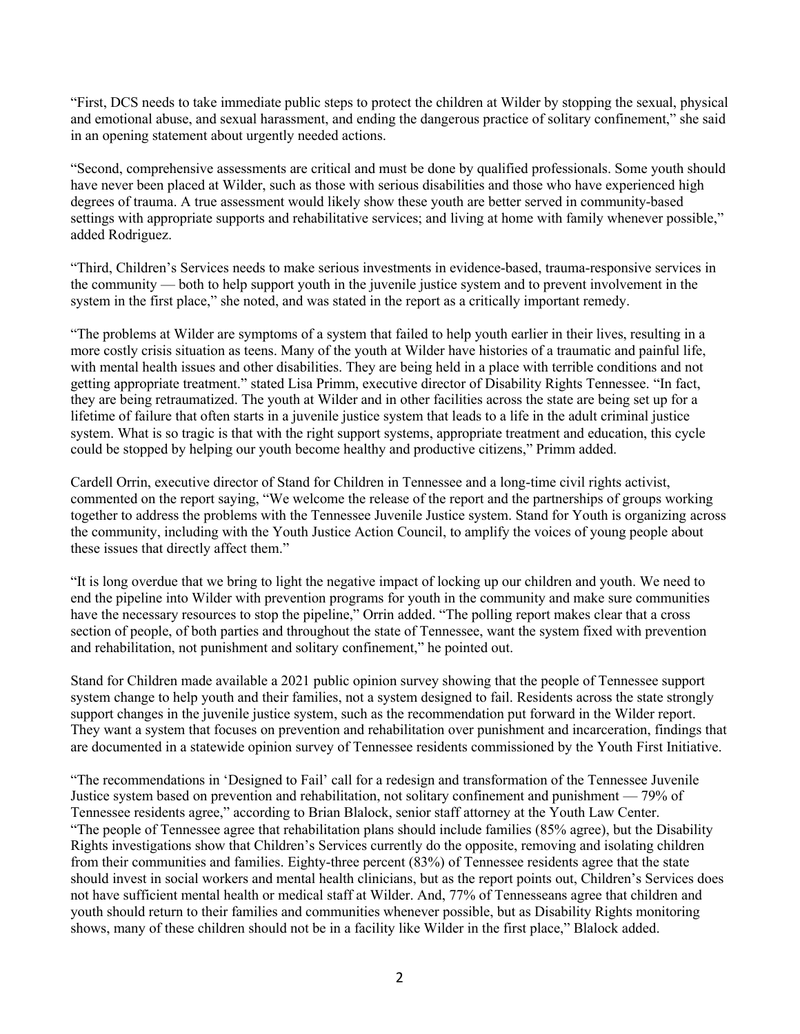"First, DCS needs to take immediate public steps to protect the children at Wilder by stopping the sexual, physical and emotional abuse, and sexual harassment, and ending the dangerous practice of solitary confinement," she said in an opening statement about urgently needed actions.

"Second, comprehensive assessments are critical and must be done by qualified professionals. Some youth should have never been placed at Wilder, such as those with serious disabilities and those who have experienced high degrees of trauma. A true assessment would likely show these youth are better served in community-based settings with appropriate supports and rehabilitative services; and living at home with family whenever possible," added Rodriguez.

"Third, Children's Services needs to make serious investments in evidence-based, trauma-responsive services in the community — both to help support youth in the juvenile justice system and to prevent involvement in the system in the first place," she noted, and was stated in the report as a critically important remedy.

"The problems at Wilder are symptoms of a system that failed to help youth earlier in their lives, resulting in a more costly crisis situation as teens. Many of the youth at Wilder have histories of a traumatic and painful life, with mental health issues and other disabilities. They are being held in a place with terrible conditions and not getting appropriate treatment." stated Lisa Primm, executive director of Disability Rights Tennessee. "In fact, they are being retraumatized. The youth at Wilder and in other facilities across the state are being set up for a lifetime of failure that often starts in a juvenile justice system that leads to a life in the adult criminal justice system. What is so tragic is that with the right support systems, appropriate treatment and education, this cycle could be stopped by helping our youth become healthy and productive citizens," Primm added.

Cardell Orrin, executive director of Stand for Children in Tennessee and a long-time civil rights activist, commented on the report saying, "We welcome the release of the report and the partnerships of groups working together to address the problems with the Tennessee Juvenile Justice system. Stand for Youth is organizing across the community, including with the Youth Justice Action Council, to amplify the voices of young people about these issues that directly affect them."

"It is long overdue that we bring to light the negative impact of locking up our children and youth. We need to end the pipeline into Wilder with prevention programs for youth in the community and make sure communities have the necessary resources to stop the pipeline," Orrin added. "The polling report makes clear that a cross section of people, of both parties and throughout the state of Tennessee, want the system fixed with prevention and rehabilitation, not punishment and solitary confinement," he pointed out.

Stand for Children made available a 2021 public opinion survey showing that the people of Tennessee support system change to help youth and their families, not a system designed to fail. Residents across the state strongly support changes in the juvenile justice system, such as the recommendation put forward in the Wilder report. They want a system that focuses on prevention and rehabilitation over punishment and incarceration, findings that are documented in a statewide opinion survey of Tennessee residents commissioned by the Youth First Initiative.

"The recommendations in 'Designed to Fail' call for a redesign and transformation of the Tennessee Juvenile Justice system based on prevention and rehabilitation, not solitary confinement and punishment — 79% of Tennessee residents agree," according to Brian Blalock, senior staff attorney at the Youth Law Center. "The people of Tennessee agree that rehabilitation plans should include families (85% agree), but the Disability Rights investigations show that Children's Services currently do the opposite, removing and isolating children from their communities and families. Eighty-three percent (83%) of Tennessee residents agree that the state should invest in social workers and mental health clinicians, but as the report points out, Children's Services does not have sufficient mental health or medical staff at Wilder. And, 77% of Tennesseans agree that children and youth should return to their families and communities whenever possible, but as Disability Rights monitoring shows, many of these children should not be in a facility like Wilder in the first place," Blalock added.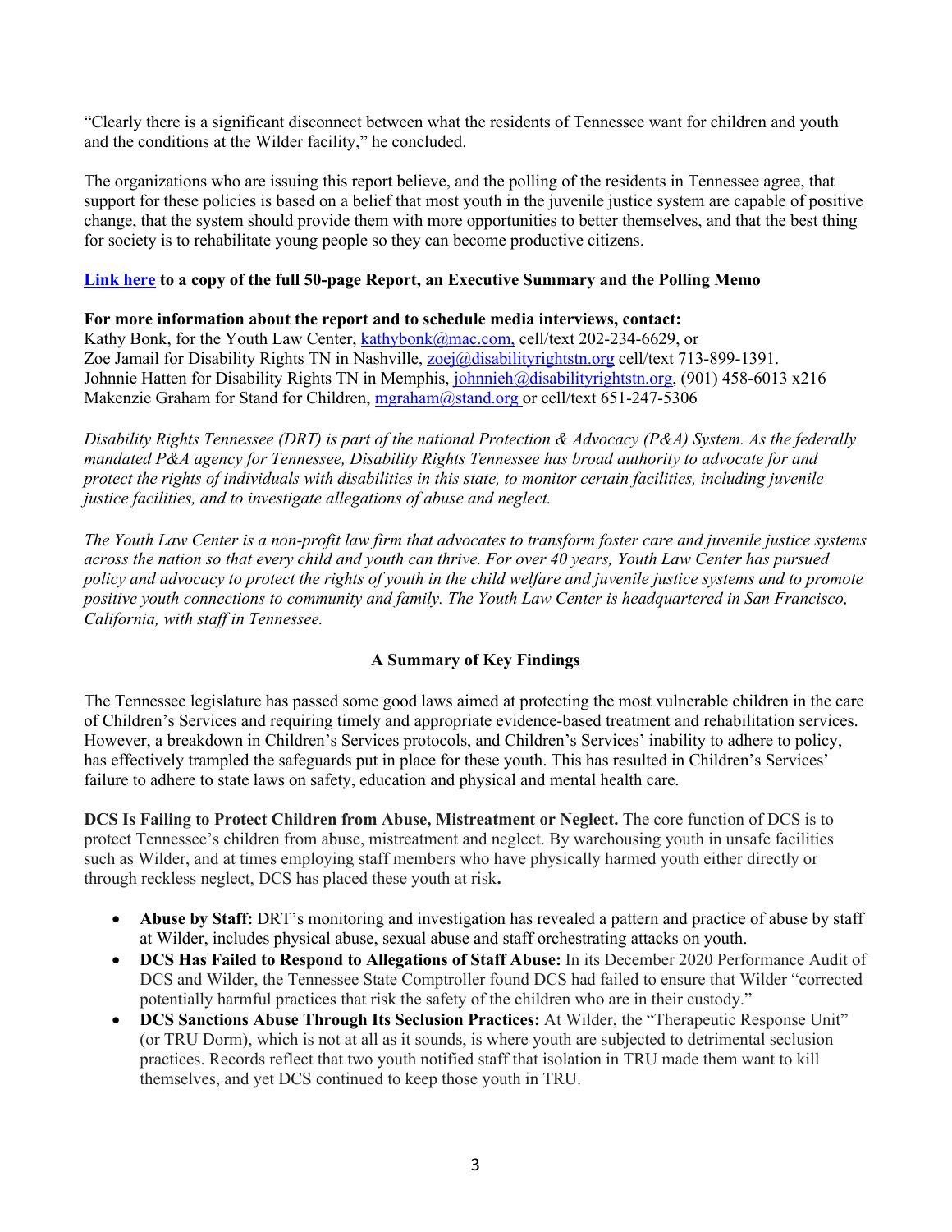"Clearly there is a significant disconnect between what the residents of Tennessee want for children and youth and the conditions at the Wilder facility," he concluded.

The organizations who are issuing this report believe, and the polling of the residents in Tennessee agree, that support for these policies is based on a belief that most youth in the juvenile justice system are capable of positive change, that the system should provide them with more opportunities to better themselves, and that the best thing for society is to rehabilitate young people so they can become productive citizens.

**Link here to a copy of the full 50-page Report, an Executive Summary and the Polling Memo**

**For more information about the report and to schedule media interviews, contact:**
Kathy Bonk, for the Youth Law Center, kathybonk@mac.com, cell/text 202-234-6629, or
Zoe Jamail for Disability Rights TN in Nashville, zoej@disabilityrightstn.org cell/text 713-899-1391.
Johnnie Hatten for Disability Rights TN in Memphis, johnnieh@disabilityrightstn.org, (901) 458-6013 x216
Makenzie Graham for Stand for Children, mgraham@stand.org or cell/text 651-247-5306

*Disability Rights Tennessee (DRT) is part of the national Protection & Advocacy (P&A) System. As the federally mandated P&A agency for Tennessee, Disability Rights Tennessee has broad authority to advocate for and protect the rights of individuals with disabilities in this state, to monitor certain facilities, including juvenile justice facilities, and to investigate allegations of abuse and neglect.*

*The Youth Law Center is a non-profit law firm that advocates to transform foster care and juvenile justice systems across the nation so that every child and youth can thrive. For over 40 years, Youth Law Center has pursued policy and advocacy to protect the rights of youth in the child welfare and juvenile justice systems and to promote positive youth connections to community and family. The Youth Law Center is headquartered in San Francisco, California, with staff in Tennessee.*

## A Summary of Key Findings

The Tennessee legislature has passed some good laws aimed at protecting the most vulnerable children in the care of Children's Services and requiring timely and appropriate evidence-based treatment and rehabilitation services. However, a breakdown in Children's Services protocols, and Children's Services' inability to adhere to policy, has effectively trampled the safeguards put in place for these youth. This has resulted in Children's Services' failure to adhere to state laws on safety, education and physical and mental health care.

**DCS Is Failing to Protect Children from Abuse, Mistreatment or Neglect.** The core function of DCS is to protect Tennessee's children from abuse, mistreatment and neglect. By warehousing youth in unsafe facilities such as Wilder, and at times employing staff members who have physically harmed youth either directly or through reckless neglect, DCS has placed these youth at risk**.**

- **Abuse by Staff:** DRT's monitoring and investigation has revealed a pattern and practice of abuse by staff at Wilder, includes physical abuse, sexual abuse and staff orchestrating attacks on youth.
- **DCS Has Failed to Respond to Allegations of Staff Abuse:** In its December 2020 Performance Audit of DCS and Wilder, the Tennessee State Comptroller found DCS had failed to ensure that Wilder "corrected potentially harmful practices that risk the safety of the children who are in their custody."
- **DCS Sanctions Abuse Through Its Seclusion Practices:** At Wilder, the "Therapeutic Response Unit" (or TRU Dorm), which is not at all as it sounds, is where youth are subjected to detrimental seclusion practices. Records reflect that two youth notified staff that isolation in TRU made them want to kill themselves, and yet DCS continued to keep those youth in TRU.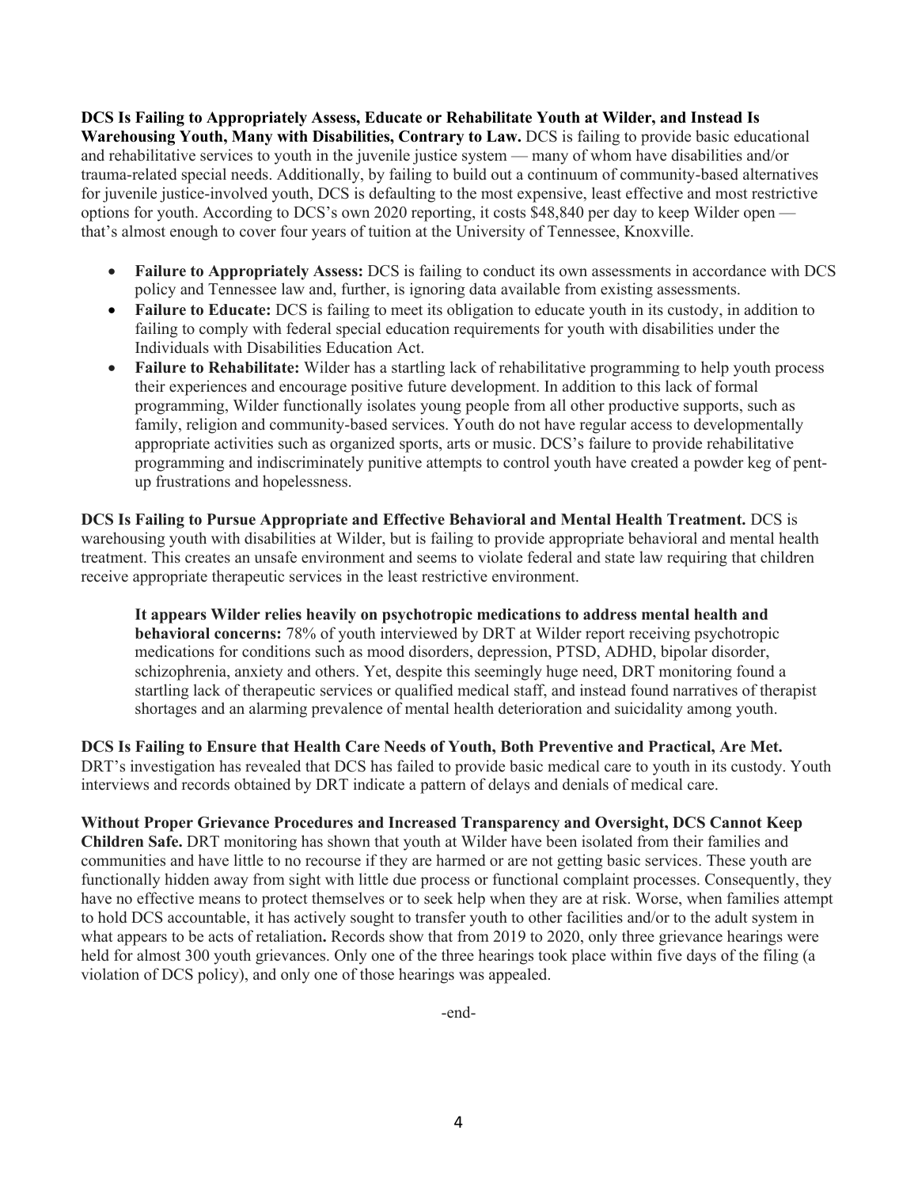**DCS Is Failing to Appropriately Assess, Educate or Rehabilitate Youth at Wilder, and Instead Is Warehousing Youth, Many with Disabilities, Contrary to Law.** DCS is failing to provide basic educational and rehabilitative services to youth in the juvenile justice system — many of whom have disabilities and/or trauma-related special needs. Additionally, by failing to build out a continuum of community-based alternatives for juvenile justice-involved youth, DCS is defaulting to the most expensive, least effective and most restrictive options for youth. According to DCS's own 2020 reporting, it costs $48,840 per day to keep Wilder open — that's almost enough to cover four years of tuition at the University of Tennessee, Knoxville.

- **Failure to Appropriately Assess:** DCS is failing to conduct its own assessments in accordance with DCS policy and Tennessee law and, further, is ignoring data available from existing assessments.
- **Failure to Educate:** DCS is failing to meet its obligation to educate youth in its custody, in addition to failing to comply with federal special education requirements for youth with disabilities under the Individuals with Disabilities Education Act.
- **Failure to Rehabilitate:** Wilder has a startling lack of rehabilitative programming to help youth process their experiences and encourage positive future development. In addition to this lack of formal programming, Wilder functionally isolates young people from all other productive supports, such as family, religion and community-based services. Youth do not have regular access to developmentally appropriate activities such as organized sports, arts or music. DCS's failure to provide rehabilitative programming and indiscriminately punitive attempts to control youth have created a powder keg of pent-up frustrations and hopelessness.

**DCS Is Failing to Pursue Appropriate and Effective Behavioral and Mental Health Treatment.** DCS is warehousing youth with disabilities at Wilder, but is failing to provide appropriate behavioral and mental health treatment. This creates an unsafe environment and seems to violate federal and state law requiring that children receive appropriate therapeutic services in the least restrictive environment.

> **It appears Wilder relies heavily on psychotropic medications to address mental health and behavioral concerns:** 78% of youth interviewed by DRT at Wilder report receiving psychotropic medications for conditions such as mood disorders, depression, PTSD, ADHD, bipolar disorder, schizophrenia, anxiety and others. Yet, despite this seemingly huge need, DRT monitoring found a startling lack of therapeutic services or qualified medical staff, and instead found narratives of therapist shortages and an alarming prevalence of mental health deterioration and suicidality among youth.

**DCS Is Failing to Ensure that Health Care Needs of Youth, Both Preventive and Practical, Are Met.** DRT's investigation has revealed that DCS has failed to provide basic medical care to youth in its custody. Youth interviews and records obtained by DRT indicate a pattern of delays and denials of medical care.

**Without Proper Grievance Procedures and Increased Transparency and Oversight, DCS Cannot Keep Children Safe.** DRT monitoring has shown that youth at Wilder have been isolated from their families and communities and have little to no recourse if they are harmed or are not getting basic services. These youth are functionally hidden away from sight with little due process or functional complaint processes. Consequently, they have no effective means to protect themselves or to seek help when they are at risk. Worse, when families attempt to hold DCS accountable, it has actively sought to transfer youth to other facilities and/or to the adult system in what appears to be acts of retaliation**.** Records show that from 2019 to 2020, only three grievance hearings were held for almost 300 youth grievances. Only one of the three hearings took place within five days of the filing (a violation of DCS policy), and only one of those hearings was appealed.

-end-